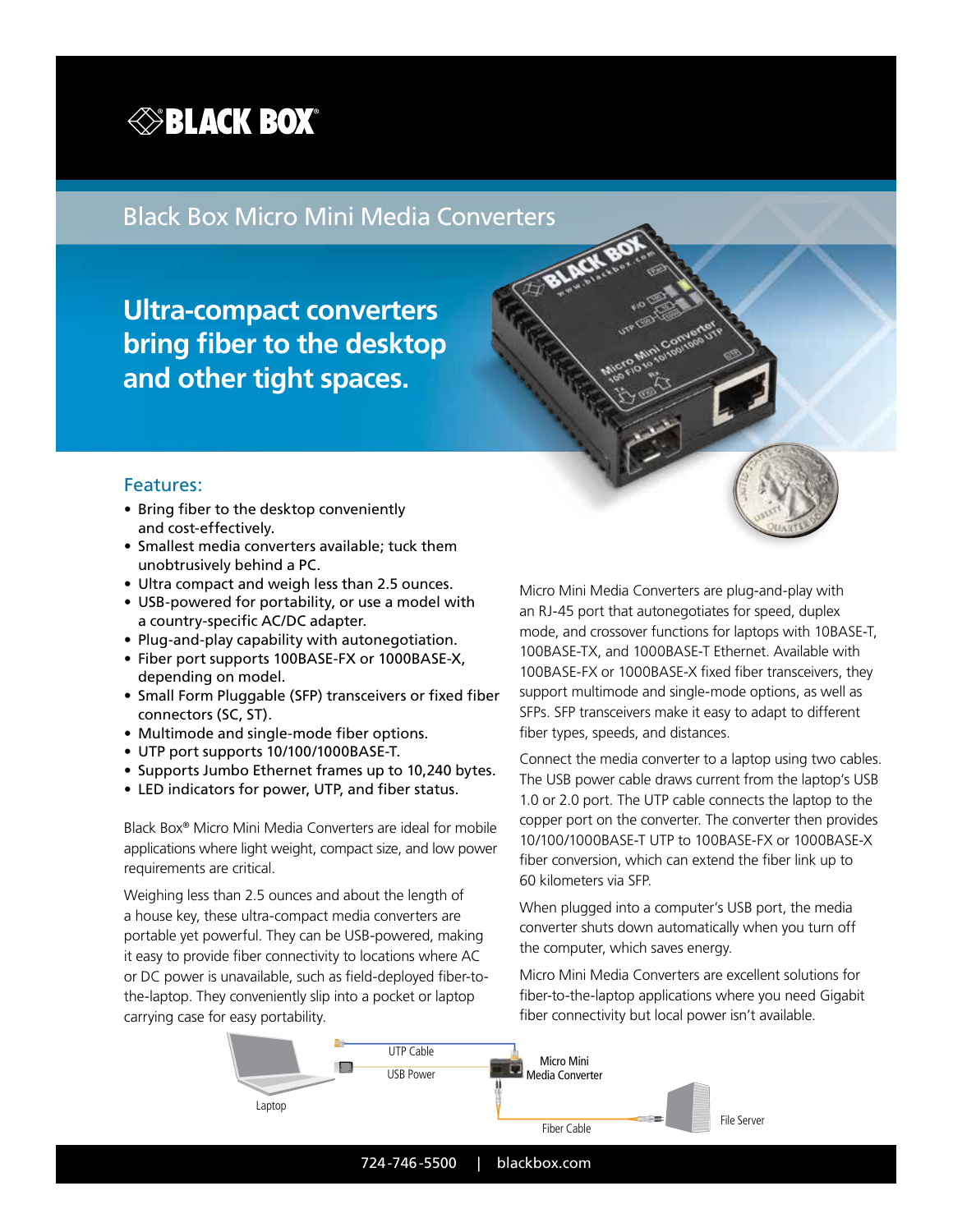# Black Box Micro Mini Media Converters

## Ultra-compact converters bring fiber to the desktop and other tight spaces.

### Features:

- Bring fiber to the desktop conveniently and cost-effectively.
- Smallest media converters available; tuck them unobtrusively behind a PC.
- Ultra compact and weigh less than 2.5 ounces.
- USB-powered for portability, or use a model with a country-specific AC/DC adapter.
- Plug-and-play capability with autonegotiation.
- Fiber port supports 100BASE-FX or 1000BASE-X, depending on model.
- Small Form Pluggable (SFP) transceivers or fixed fiber connectors (SC, ST).
- Multimode and single-mode fiber options.
- UTP port supports 10/100/1000BASE-T.
- Supports Jumbo Ethernet frames up to 10,240 bytes.
- LED indicators for power, UTP, and fiber status.

Black Box® Micro Mini Media Converters are ideal for mobile applications where light weight, compact size, and low power requirements are critical.

Weighing less than 2.5 ounces and about the length of a house key, these ultra-compact media converters are portable yet powerful. They can be USB-powered, making it easy to provide fiber connectivity to locations where AC or DC power is unavailable, such as field-deployed fiber-to-the-laptop. They conveniently slip into a pocket or laptop carrying case for easy portability.

Micro Mini Media Converters are plug-and-play with an RJ-45 port that autonegotiates for speed, duplex mode, and crossover functions for laptops with 10BASE-T, 100BASE-TX, and 1000BASE-T Ethernet. Available with 100BASE-FX or 1000BASE-X fixed fiber transceivers, they support multimode and single-mode options, as well as SFPs. SFP transceivers make it easy to adapt to different fiber types, speeds, and distances.

Connect the media converter to a laptop using two cables. The USB power cable draws current from the laptop's USB 1.0 or 2.0 port. The UTP cable connects the laptop to the copper port on the converter. The converter then provides 10/100/1000BASE-T UTP to 100BASE-FX or 1000BASE-X fiber conversion, which can extend the fiber link up to 60 kilometers via SFP.

When plugged into a computer's USB port, the media converter shuts down automatically when you turn off the computer, which saves energy.

Micro Mini Media Converters are excellent solutions for fiber-to-the-laptop applications where you need Gigabit fiber connectivity but local power isn't available.

Laptop — UTP Cable / USB Power — Micro Mini Media Converter — Fiber Cable — File Server

724-746-5500 | blackbox.com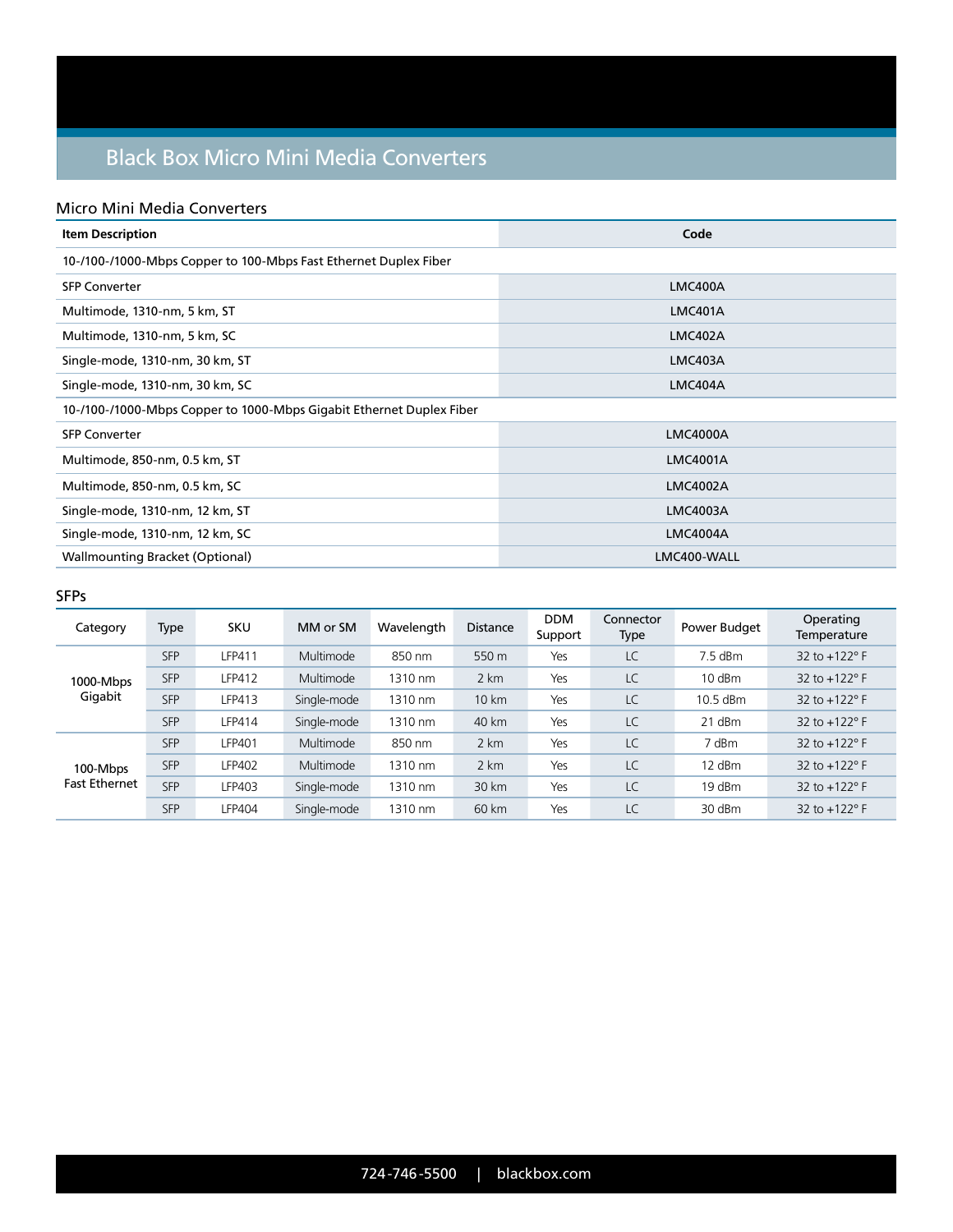# Black Box Micro Mini Media Converters

## Micro Mini Media Converters

| Item Description | Code |
|---|---|
| 10-/100-/1000-Mbps Copper to 100-Mbps Fast Ethernet Duplex Fiber | |
| SFP Converter | LMC400A |
| Multimode, 1310-nm, 5 km, ST | LMC401A |
| Multimode, 1310-nm, 5 km, SC | LMC402A |
| Single-mode, 1310-nm, 30 km, ST | LMC403A |
| Single-mode, 1310-nm, 30 km, SC | LMC404A |
| 10-/100-/1000-Mbps Copper to 1000-Mbps Gigabit Ethernet Duplex Fiber | |
| SFP Converter | LMC4000A |
| Multimode, 850-nm, 0.5 km, ST | LMC4001A |
| Multimode, 850-nm, 0.5 km, SC | LMC4002A |
| Single-mode, 1310-nm, 12 km, ST | LMC4003A |
| Single-mode, 1310-nm, 12 km, SC | LMC4004A |
| Wallmounting Bracket (Optional) | LMC400-WALL |

## SFPs

| Category | Type | SKU | MM or SM | Wavelength | Distance | DDM Support | Connector Type | Power Budget | Operating Temperature |
|---|---|---|---|---|---|---|---|---|---|
| 1000-Mbps Gigabit | SFP | LFP411 | Multimode | 850 nm | 550 m | Yes | LC | 7.5 dBm | 32 to +122° F |
| | SFP | LFP412 | Multimode | 1310 nm | 2 km | Yes | LC | 10 dBm | 32 to +122° F |
| | SFP | LFP413 | Single-mode | 1310 nm | 10 km | Yes | LC | 10.5 dBm | 32 to +122° F |
| | SFP | LFP414 | Single-mode | 1310 nm | 40 km | Yes | LC | 21 dBm | 32 to +122° F |
| 100-Mbps Fast Ethernet | SFP | LFP401 | Multimode | 850 nm | 2 km | Yes | LC | 7 dBm | 32 to +122° F |
| | SFP | LFP402 | Multimode | 1310 nm | 2 km | Yes | LC | 12 dBm | 32 to +122° F |
| | SFP | LFP403 | Single-mode | 1310 nm | 30 km | Yes | LC | 19 dBm | 32 to +122° F |
| | SFP | LFP404 | Single-mode | 1310 nm | 60 km | Yes | LC | 30 dBm | 32 to +122° F |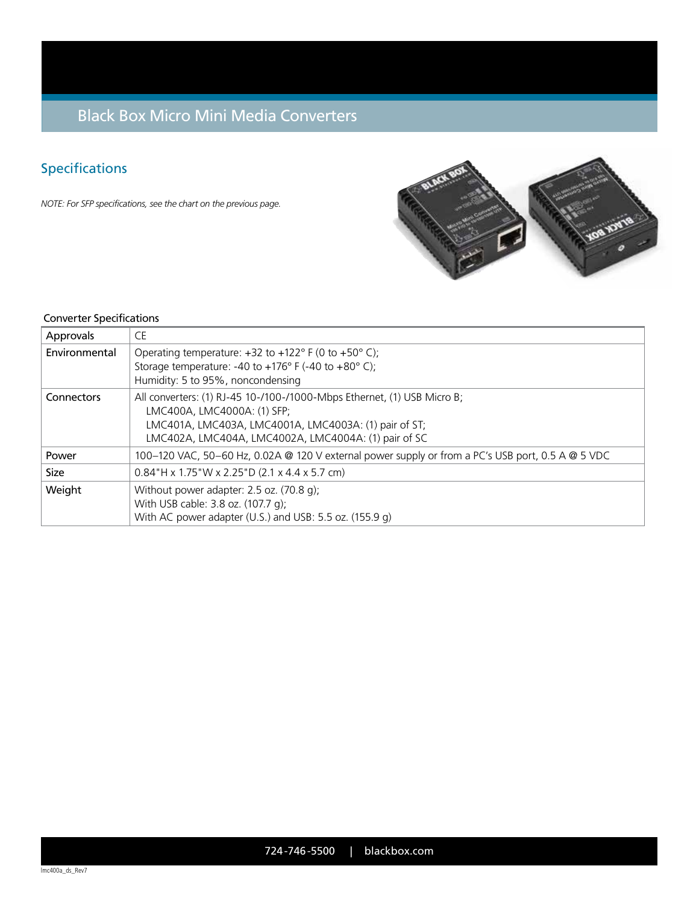# Black Box Micro Mini Media Converters

## Specifications

*NOTE: For SFP specifications, see the chart on the previous page.*

Converter Specifications

| | |
|---|---|
| Approvals | CE |
| Environmental | Operating temperature: +32 to +122° F (0 to +50° C);<br>Storage temperature: -40 to +176° F (-40 to +80° C);<br>Humidity: 5 to 95%, noncondensing |
| Connectors | All converters: (1) RJ-45 10-/100-/1000-Mbps Ethernet, (1) USB Micro B;<br>LMC400A, LMC4000A: (1) SFP;<br>LMC401A, LMC403A, LMC4001A, LMC4003A: (1) pair of ST;<br>LMC402A, LMC404A, LMC4002A, LMC4004A: (1) pair of SC |
| Power | 100–120 VAC, 50–60 Hz, 0.02A @ 120 V external power supply or from a PC's USB port, 0.5 A @ 5 VDC |
| Size | 0.84"H x 1.75"W x 2.25"D (2.1 x 4.4 x 5.7 cm) |
| Weight | Without power adapter: 2.5 oz. (70.8 g);<br>With USB cable: 3.8 oz. (107.7 g);<br>With AC power adapter (U.S.) and USB: 5.5 oz. (155.9 g) |

724-746-5500 | blackbox.com

lmc400a_ds_Rev7